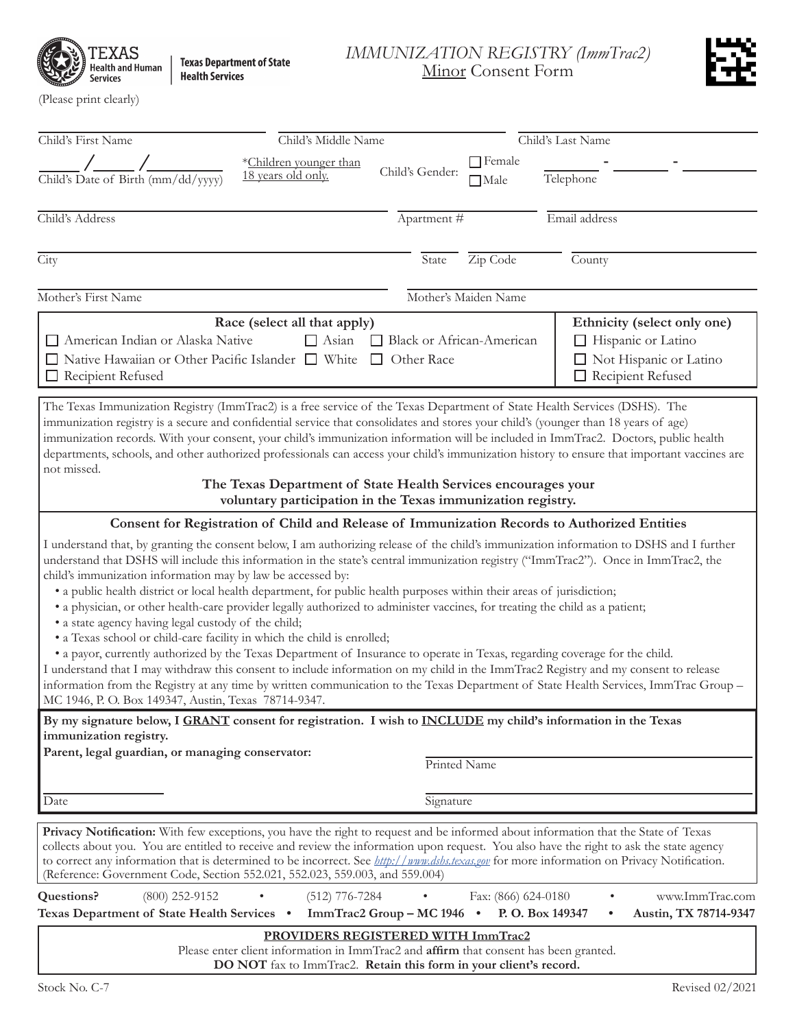Texas Health and Human Services | Texas Department of State Health Services

# IMMUNIZATION REGISTRY (ImmTrac2)

## Minor Consent Form

(Please print clearly)

Child's First Name ____________ Child's Middle Name ____________ Child's Last Name ____________

Child's Date of Birth (mm/dd/yyyy) ____/____/________ *Children younger than 18 years old only.

Child's Gender: ☐ Female ☐ Male

Telephone ______-______-______

Child's Address ____________ Apartment # ______ Email address ____________

City ____________ State ______ Zip Code ______ County ____________

Mother's First Name ____________ Mother's Maiden Name ____________

| Race (select all that apply) | Ethnicity (select only one) |
|---|---|
| ☐ American Indian or Alaska Native ☐ Asian ☐ Black or African-American | ☐ Hispanic or Latino |
| ☐ Native Hawaiian or Other Pacific Islander ☐ White ☐ Other Race | ☐ Not Hispanic or Latino |
| ☐ Recipient Refused | ☐ Recipient Refused |

The Texas Immunization Registry (ImmTrac2) is a free service of the Texas Department of State Health Services (DSHS). The immunization registry is a secure and confidential service that consolidates and stores your child's (younger than 18 years of age) immunization records. With your consent, your child's immunization information will be included in ImmTrac2. Doctors, public health departments, schools, and other authorized professionals can access your child's immunization history to ensure that important vaccines are not missed.

**The Texas Department of State Health Services encourages your voluntary participation in the Texas immunization registry.**

### Consent for Registration of Child and Release of Immunization Records to Authorized Entities

I understand that, by granting the consent below, I am authorizing release of the child's immunization information to DSHS and I further understand that DSHS will include this information in the state's central immunization registry ("ImmTrac2"). Once in ImmTrac2, the child's immunization information may by law be accessed by:

- a public health district or local health department, for public health purposes within their areas of jurisdiction;
- a physician, or other health-care provider legally authorized to administer vaccines, for treating the child as a patient;
- a state agency having legal custody of the child;
- a Texas school or child-care facility in which the child is enrolled;
- a payor, currently authorized by the Texas Department of Insurance to operate in Texas, regarding coverage for the child.

I understand that I may withdraw this consent to include information on my child in the ImmTrac2 Registry and my consent to release information from the Registry at any time by written communication to the Texas Department of State Health Services, ImmTrac Group – MC 1946, P. O. Box 149347, Austin, Texas 78714-9347.

**By my signature below, I GRANT consent for registration. I wish to INCLUDE my child's information in the Texas immunization registry.**

**Parent, legal guardian, or managing conservator:**

Printed Name ____________

Date ____________ Signature ____________

**Privacy Notification:** With few exceptions, you have the right to request and be informed about information that the State of Texas collects about you. You are entitled to receive and review the information upon request. You also have the right to ask the state agency to correct any information that is determined to be incorrect. See *http://www.dshs.texas.gov* for more information on Privacy Notification. (Reference: Government Code, Section 552.021, 552.023, 559.003, and 559.004)

**Questions?** (800) 252-9152 • (512) 776-7284 • Fax: (866) 624-0180 • www.ImmTrac.com

**Texas Department of State Health Services • ImmTrac2 Group – MC 1946 • P. O. Box 149347 • Austin, TX 78714-9347**

**PROVIDERS REGISTERED WITH ImmTrac2**

Please enter client information in ImmTrac2 and **affirm** that consent has been granted.

**DO NOT** fax to ImmTrac2. **Retain this form in your client's record.**

Stock No. C-7 Revised 02/2021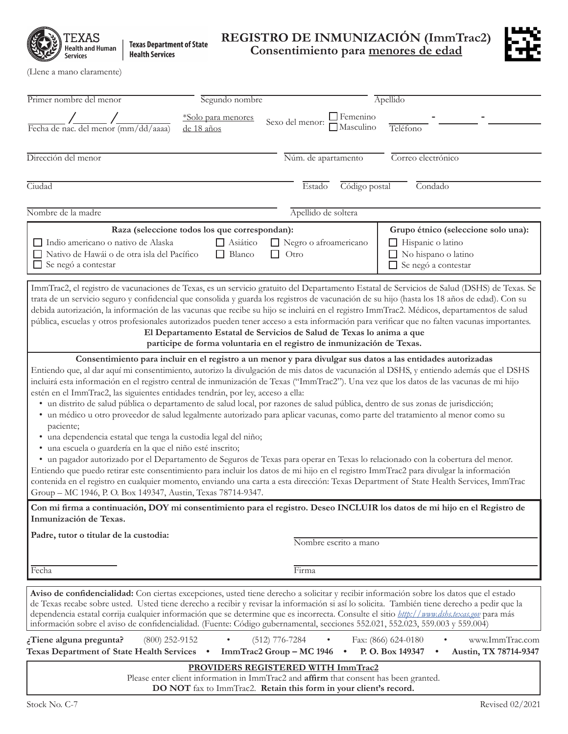# REGISTRO DE INMUNIZACIÓN (ImmTrac2)
## Consentimiento para menores de edad

Texas Health and Human Services | Texas Department of State Health Services

(Llene a mano claramente)

Primer nombre del menor ______________ Segundo nombre ______________ Apellido ______________

Fecha de nac. del menor (mm/dd/aaaa) ____ / ____ / ________ *Solo para menores de 18 años

Sexo del menor: ☐ Femenino ☐ Masculino

Teléfono ____ - ____ - ____

Dirección del menor ______________ Núm. de apartamento ______________ Correo electrónico ______________

Ciudad ______________ Estado ______ Código postal ______ Condado ______________

Nombre de la madre ______________ Apellido de soltera ______________

| Raza (seleccione todos los que correspondan): | Grupo étnico (seleccione solo una): |
|---|---|
| ☐ Indio americano o nativo de Alaska ☐ Asiático ☐ Negro o afroamericano<br>☐ Nativo de Hawái o de otra isla del Pacífico ☐ Blanco ☐ Otro<br>☐ Se negó a contestar | ☐ Hispanic o latino<br>☐ No hispano o latino<br>☐ Se negó a contestar |

ImmTrac2, el registro de vacunaciones de Texas, es un servicio gratuito del Departamento Estatal de Servicios de Salud (DSHS) de Texas. Se trata de un servicio seguro y confidencial que consolida y guarda los registros de vacunación de su hijo (hasta los 18 años de edad). Con su debida autorización, la información de las vacunas que recibe su hijo se incluirá en el registro ImmTrac2. Médicos, departamentos de salud pública, escuelas y otros profesionales autorizados pueden tener acceso a esta información para verificar que no falten vacunas importantes.

**El Departamento Estatal de Servicios de Salud de Texas lo anima a que participe de forma voluntaria en el registro de inmunización de Texas.**

**Consentimiento para incluir en el registro a un menor y para divulgar sus datos a las entidades autorizadas**

Entiendo que, al dar aquí mi consentimiento, autorizo la divulgación de mis datos de vacunación al DSHS, y entiendo además que el DSHS incluirá esta información en el registro central de inmunización de Texas ("ImmTrac2"). Una vez que los datos de las vacunas de mi hijo estén en el ImmTrac2, las siguientes entidades tendrán, por ley, acceso a ella:

- un distrito de salud pública o departamento de salud local, por razones de salud pública, dentro de sus zonas de jurisdicción;
- un médico u otro proveedor de salud legalmente autorizado para aplicar vacunas, como parte del tratamiento al menor como su paciente;
- una dependencia estatal que tenga la custodia legal del niño;
- una escuela o guardería en la que el niño esté inscrito;
- un pagador autorizado por el Departamento de Seguros de Texas para operar en Texas lo relacionado con la cobertura del menor.

Entiendo que puedo retirar este consentimiento para incluir los datos de mi hijo en el registro ImmTrac2 para divulgar la información contenida en el registro en cualquier momento, enviando una carta a esta dirección: Texas Department of State Health Services, ImmTrac Group – MC 1946, P. O. Box 149347, Austin, Texas 78714-9347.

**Con mi firma a continuación, DOY mi consentimiento para el registro. Deseo INCLUIR los datos de mi hijo en el Registro de Inmunización de Texas.**

**Padre, tutor o titular de la custodia:** ______________ Nombre escrito a mano

Fecha ______________ Firma ______________

**Aviso de confidencialidad:** Con ciertas excepciones, usted tiene derecho a solicitar y recibir información sobre los datos que el estado de Texas recabe sobre usted. Usted tiene derecho a recibir y revisar la información si así lo solicita. También tiene derecho a pedir que la dependencia estatal corrija cualquier información que se determine que es incorrecta. Consulte el sitio *http://www.dshs.texas.gov* para más información sobre el aviso de confidencialidad. (Fuente: Código gubernamental, secciones 552.021, 552.023, 559.003 y 559.004)

**¿Tiene alguna pregunta?** (800) 252-9152 • (512) 776-7284 • Fax: (866) 624-0180 • www.ImmTrac.com

**Texas Department of State Health Services • ImmTrac2 Group – MC 1946 • P. O. Box 149347 • Austin, TX 78714-9347**

**PROVIDERS REGISTERED WITH ImmTrac2**

Please enter client information in ImmTrac2 and **affirm** that consent has been granted.

**DO NOT** fax to ImmTrac2. **Retain this form in your client's record.**

Stock No. C-7 Revised 02/2021